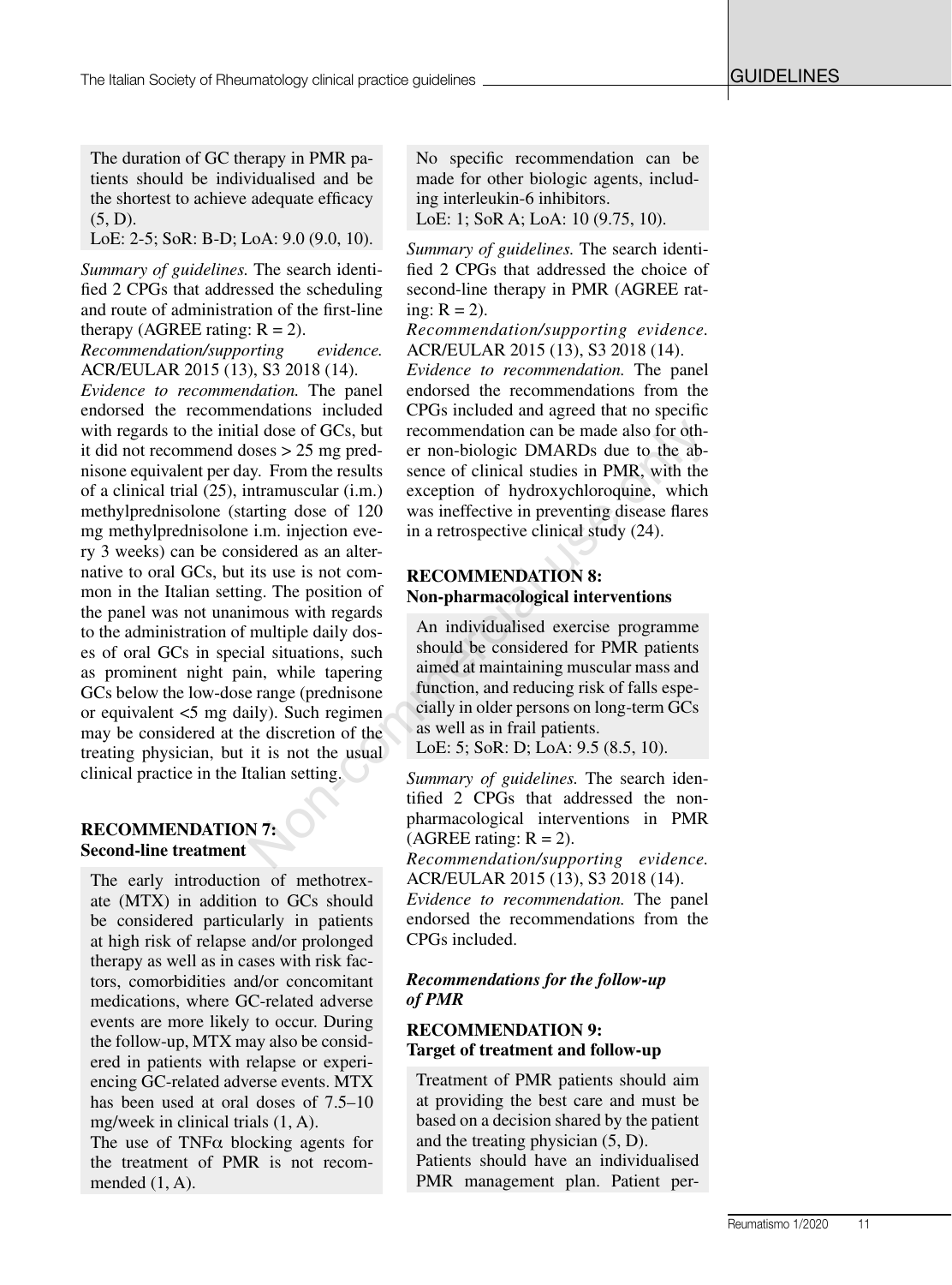The duration of GC therapy in PMR patients should be individualised and be the shortest to achieve adequate efficacy (5, D).
LoE: 2-5; SoR: B-D; LoA: 9.0 (9.0, 10).

*Summary of guidelines.* The search identified 2 CPGs that addressed the scheduling and route of administration of the first-line therapy (AGREE rating: R = 2).
*Recommendation/supporting evidence.* ACR/EULAR 2015 (13), S3 2018 (14).
*Evidence to recommendation.* The panel endorsed the recommendations included with regards to the initial dose of GCs, but it did not recommend doses > 25 mg prednisone equivalent per day. From the results of a clinical trial (25), intramuscular (i.m.) methylprednisolone (starting dose of 120 mg methylprednisolone i.m. injection every 3 weeks) can be considered as an alternative to oral GCs, but its use is not common in the Italian setting. The position of the panel was not unanimous with regards to the administration of multiple daily doses of oral GCs in special situations, such as prominent night pain, while tapering GCs below the low-dose range (prednisone or equivalent <5 mg daily). Such regimen may be considered at the discretion of the treating physician, but it is not the usual clinical practice in the Italian setting.

## RECOMMENDATION 7: Second-line treatment

The early introduction of methotrexate (MTX) in addition to GCs should be considered particularly in patients at high risk of relapse and/or prolonged therapy as well as in cases with risk factors, comorbidities and/or concomitant medications, where GC-related adverse events are more likely to occur. During the follow-up, MTX may also be considered in patients with relapse or experiencing GC-related adverse events. MTX has been used at oral doses of 7.5–10 mg/week in clinical trials (1, A).
The use of TNF$\alpha$ blocking agents for the treatment of PMR is not recommended (1, A).
No specific recommendation can be made for other biologic agents, including interleukin-6 inhibitors.
LoE: 1; SoR A; LoA: 10 (9.75, 10).

*Summary of guidelines.* The search identified 2 CPGs that addressed the choice of second-line therapy in PMR (AGREE rating: R = 2).
*Recommendation/supporting evidence.* ACR/EULAR 2015 (13), S3 2018 (14).
*Evidence to recommendation.* The panel endorsed the recommendations from the CPGs included and agreed that no specific recommendation can be made also for other non-biologic DMARDs due to the absence of clinical studies in PMR, with the exception of hydroxychloroquine, which was ineffective in preventing disease flares in a retrospective clinical study (24).

## RECOMMENDATION 8: Non-pharmacological interventions

An individualised exercise programme should be considered for PMR patients aimed at maintaining muscular mass and function, and reducing risk of falls especially in older persons on long-term GCs as well as in frail patients.
LoE: 5; SoR: D; LoA: 9.5 (8.5, 10).

*Summary of guidelines.* The search identified 2 CPGs that addressed the non-pharmacological interventions in PMR (AGREE rating: R = 2).
*Recommendation/supporting evidence.* ACR/EULAR 2015 (13), S3 2018 (14).
*Evidence to recommendation.* The panel endorsed the recommendations from the CPGs included.

### *Recommendations for the follow-up of PMR*

## RECOMMENDATION 9: Target of treatment and follow-up

Treatment of PMR patients should aim at providing the best care and must be based on a decision shared by the patient and the treating physician (5, D).
Patients should have an individualised PMR management plan. Patient per-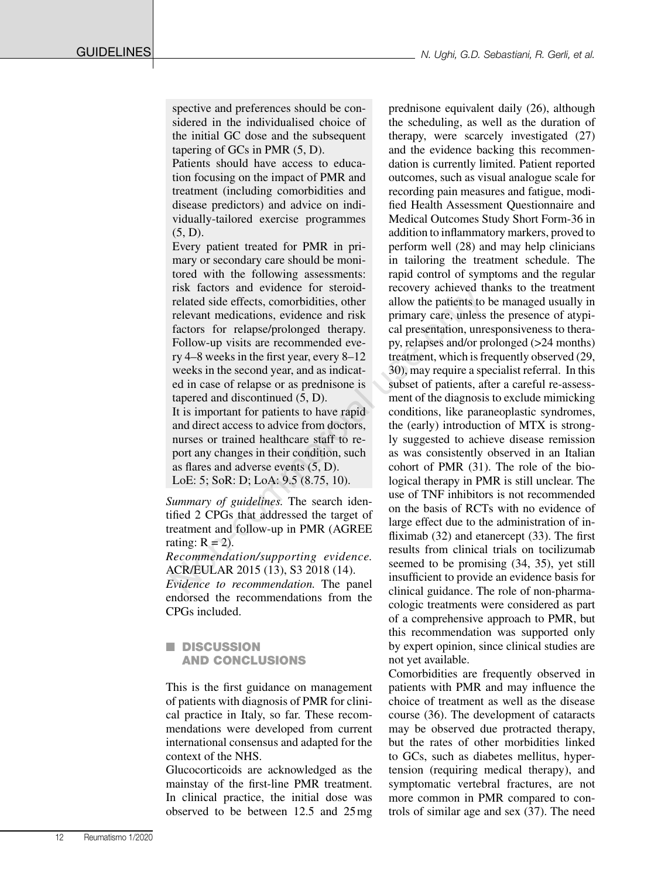spective and preferences should be considered in the individualised choice of the initial GC dose and the subsequent tapering of GCs in PMR (5, D).

Patients should have access to education focusing on the impact of PMR and treatment (including comorbidities and disease predictors) and advice on individually-tailored exercise programmes (5, D).

Every patient treated for PMR in primary or secondary care should be monitored with the following assessments: risk factors and evidence for steroid-related side effects, comorbidities, other relevant medications, evidence and risk factors for relapse/prolonged therapy. Follow-up visits are recommended every 4–8 weeks in the first year, every 8–12 weeks in the second year, and as indicated in case of relapse or as prednisone is tapered and discontinued (5, D).

It is important for patients to have rapid and direct access to advice from doctors, nurses or trained healthcare staff to report any changes in their condition, such as flares and adverse events (5, D).

LoE: 5; SoR: D; LoA: 9.5 (8.75, 10).

*Summary of guidelines.* The search identified 2 CPGs that addressed the target of treatment and follow-up in PMR (AGREE rating: R = 2).

*Recommendation/supporting evidence.* ACR/EULAR 2015 (13), S3 2018 (14).

*Evidence to recommendation.* The panel endorsed the recommendations from the CPGs included.

## DISCUSSION AND CONCLUSIONS

This is the first guidance on management of patients with diagnosis of PMR for clinical practice in Italy, so far. These recommendations were developed from current international consensus and adapted for the context of the NHS.

Glucocorticoids are acknowledged as the mainstay of the first-line PMR treatment. In clinical practice, the initial dose was observed to be between 12.5 and 25 mg prednisone equivalent daily (26), although the scheduling, as well as the duration of therapy, were scarcely investigated (27) and the evidence backing this recommendation is currently limited. Patient reported outcomes, such as visual analogue scale for recording pain measures and fatigue, modified Health Assessment Questionnaire and Medical Outcomes Study Short Form-36 in addition to inflammatory markers, proved to perform well (28) and may help clinicians in tailoring the treatment schedule. The rapid control of symptoms and the regular recovery achieved thanks to the treatment allow the patients to be managed usually in primary care, unless the presence of atypical presentation, unresponsiveness to therapy, relapses and/or prolonged (>24 months) treatment, which is frequently observed (29, 30), may require a specialist referral. In this subset of patients, after a careful re-assessment of the diagnosis to exclude mimicking conditions, like paraneoplastic syndromes, the (early) introduction of MTX is strongly suggested to achieve disease remission as was consistently observed in an Italian cohort of PMR (31). The role of the biological therapy in PMR is still unclear. The use of TNF inhibitors is not recommended on the basis of RCTs with no evidence of large effect due to the administration of infliximab (32) and etanercept (33). The first results from clinical trials on tocilizumab seemed to be promising (34, 35), yet still insufficient to provide an evidence basis for clinical guidance. The role of non-pharmacologic treatments were considered as part of a comprehensive approach to PMR, but this recommendation was supported only by expert opinion, since clinical studies are not yet available.

Comorbidities are frequently observed in patients with PMR and may influence the choice of treatment as well as the disease course (36). The development of cataracts may be observed due protracted therapy, but the rates of other morbidities linked to GCs, such as diabetes mellitus, hypertension (requiring medical therapy), and symptomatic vertebral fractures, are not more common in PMR compared to controls of similar age and sex (37). The need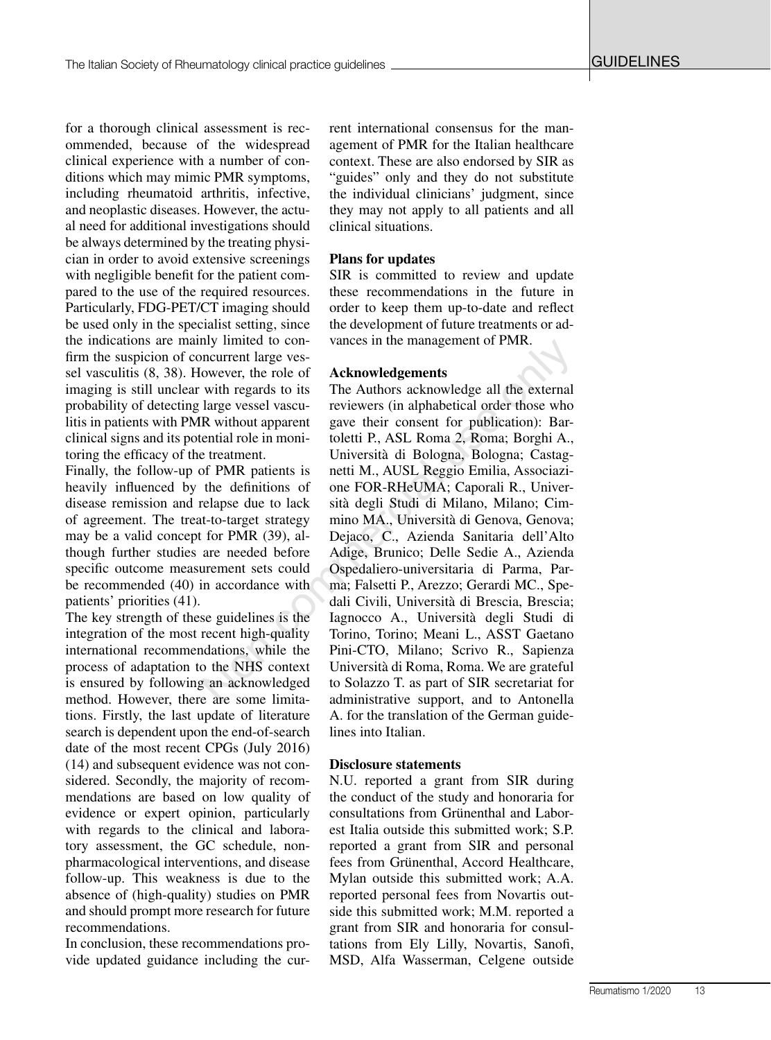for a thorough clinical assessment is recommended, because of the widespread clinical experience with a number of conditions which may mimic PMR symptoms, including rheumatoid arthritis, infective, and neoplastic diseases. However, the actual need for additional investigations should be always determined by the treating physician in order to avoid extensive screenings with negligible benefit for the patient compared to the use of the required resources. Particularly, FDG-PET/CT imaging should be used only in the specialist setting, since the indications are mainly limited to confirm the suspicion of concurrent large vessel vasculitis (8, 38). However, the role of imaging is still unclear with regards to its probability of detecting large vessel vasculitis in patients with PMR without apparent clinical signs and its potential role in monitoring the efficacy of the treatment.

Finally, the follow-up of PMR patients is heavily influenced by the definitions of disease remission and relapse due to lack of agreement. The treat-to-target strategy may be a valid concept for PMR (39), although further studies are needed before specific outcome measurement sets could be recommended (40) in accordance with patients' priorities (41).

The key strength of these guidelines is the integration of the most recent high-quality international recommendations, while the process of adaptation to the NHS context is ensured by following an acknowledged method. However, there are some limitations. Firstly, the last update of literature search is dependent upon the end-of-search date of the most recent CPGs (July 2016) (14) and subsequent evidence was not considered. Secondly, the majority of recommendations are based on low quality of evidence or expert opinion, particularly with regards to the clinical and laboratory assessment, the GC schedule, non-pharmacological interventions, and disease follow-up. This weakness is due to the absence of (high-quality) studies on PMR and should prompt more research for future recommendations.

In conclusion, these recommendations provide updated guidance including the current international consensus for the management of PMR for the Italian healthcare context. These are also endorsed by SIR as "guides" only and they do not substitute the individual clinicians' judgment, since they may not apply to all patients and all clinical situations.

**Plans for updates**

SIR is committed to review and update these recommendations in the future in order to keep them up-to-date and reflect the development of future treatments or advances in the management of PMR.

**Acknowledgements**

The Authors acknowledge all the external reviewers (in alphabetical order those who gave their consent for publication): Bartoletti P., ASL Roma 2, Roma; Borghi A., Università di Bologna, Bologna; Castagnetti M., AUSL Reggio Emilia, Associazione FOR-RHeUMA; Caporali R., Università degli Studi di Milano, Milano; Cimmino MA., Università di Genova, Genova; Dejaco, C., Azienda Sanitaria dell'Alto Adige, Brunico; Delle Sedie A., Azienda Ospedaliero-universitaria di Parma, Parma; Falsetti P., Arezzo; Gerardi MC., Spedali Civili, Università di Brescia, Brescia; Iagnocco A., Università degli Studi di Torino, Torino; Meani L., ASST Gaetano Pini-CTO, Milano; Scrivo R., Sapienza Università di Roma, Roma. We are grateful to Solazzo T. as part of SIR secretariat for administrative support, and to Antonella A. for the translation of the German guidelines into Italian.

**Disclosure statements**

N.U. reported a grant from SIR during the conduct of the study and honoraria for consultations from Grünenthal and Laborest Italia outside this submitted work; S.P. reported a grant from SIR and personal fees from Grünenthal, Accord Healthcare, Mylan outside this submitted work; A.A. reported personal fees from Novartis outside this submitted work; M.M. reported a grant from SIR and honoraria for consultations from Ely Lilly, Novartis, Sanofi, MSD, Alfa Wasserman, Celgene outside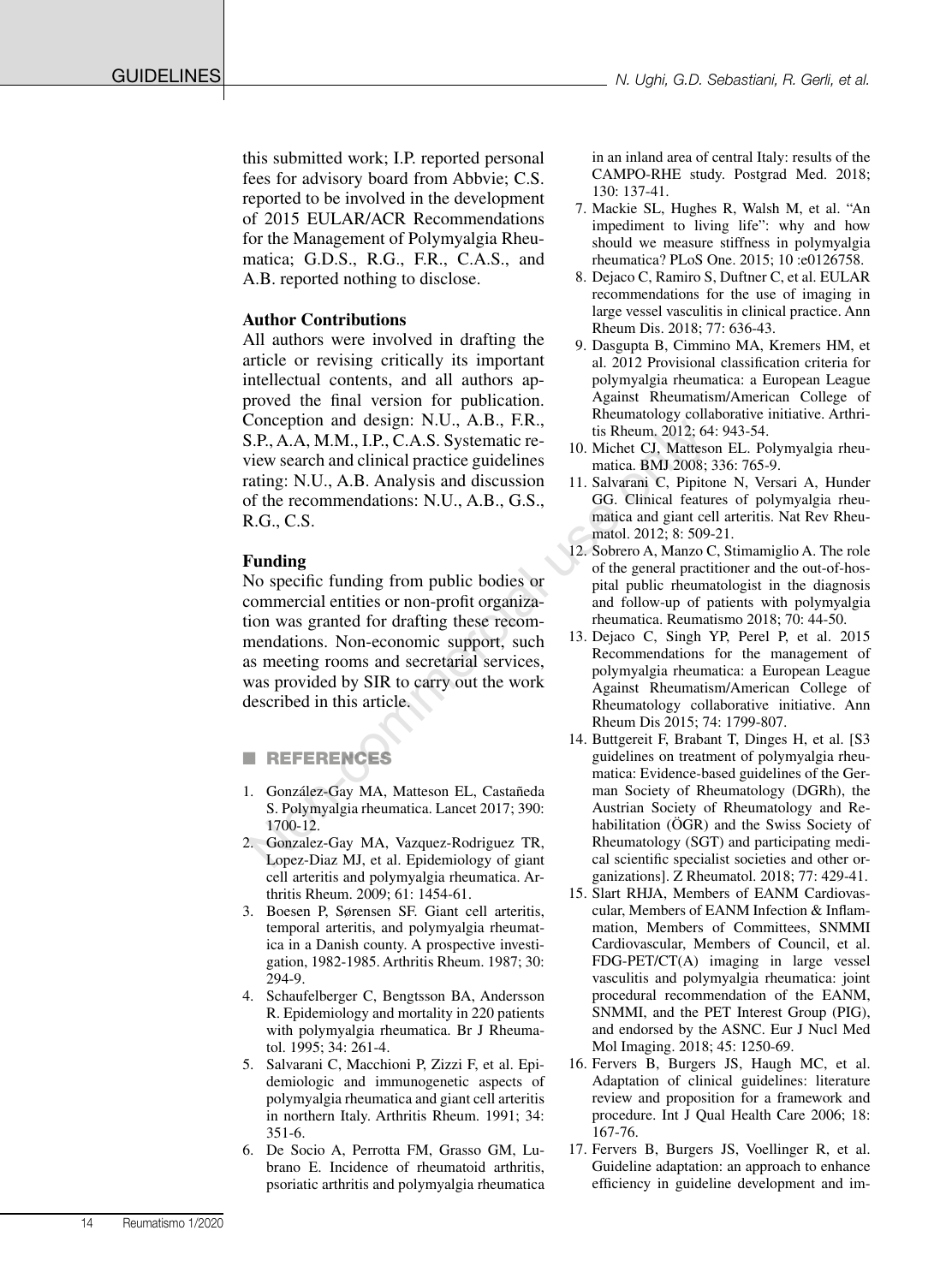this submitted work; I.P. reported personal fees for advisory board from Abbvie; C.S. reported to be involved in the development of 2015 EULAR/ACR Recommendations for the Management of Polymyalgia Rheumatica; G.D.S., R.G., F.R., C.A.S., and A.B. reported nothing to disclose.

### Author Contributions

All authors were involved in drafting the article or revising critically its important intellectual contents, and all authors approved the final version for publication. Conception and design: N.U., A.B., F.R., S.P., A.A, M.M., I.P., C.A.S. Systematic review search and clinical practice guidelines rating: N.U., A.B. Analysis and discussion of the recommendations: N.U., A.B., G.S., R.G., C.S.

### Funding

No specific funding from public bodies or commercial entities or non-profit organization was granted for drafting these recommendations. Non-economic support, such as meeting rooms and secretarial services, was provided by SIR to carry out the work described in this article.

## REFERENCES

1. González-Gay MA, Matteson EL, Castañeda S. Polymyalgia rheumatica. Lancet 2017; 390: 1700-12.
2. Gonzalez-Gay MA, Vazquez-Rodriguez TR, Lopez-Diaz MJ, et al. Epidemiology of giant cell arteritis and polymyalgia rheumatica. Arthritis Rheum. 2009; 61: 1454-61.
3. Boesen P, Sørensen SF. Giant cell arteritis, temporal arteritis, and polymyalgia rheumatica in a Danish county. A prospective investigation, 1982-1985. Arthritis Rheum. 1987; 30: 294-9.
4. Schaufelberger C, Bengtsson BA, Andersson R. Epidemiology and mortality in 220 patients with polymyalgia rheumatica. Br J Rheumatol. 1995; 34: 261-4.
5. Salvarani C, Macchioni P, Zizzi F, et al. Epidemiologic and immunogenetic aspects of polymyalgia rheumatica and giant cell arteritis in northern Italy. Arthritis Rheum. 1991; 34: 351-6.
6. De Socio A, Perrotta FM, Grasso GM, Lubrano E. Incidence of rheumatoid arthritis, psoriatic arthritis and polymyalgia rheumatica in an inland area of central Italy: results of the CAMPO-RHE study. Postgrad Med. 2018; 130: 137-41.
7. Mackie SL, Hughes R, Walsh M, et al. "An impediment to living life": why and how should we measure stiffness in polymyalgia rheumatica? PLoS One. 2015; 10 :e0126758.
8. Dejaco C, Ramiro S, Duftner C, et al. EULAR recommendations for the use of imaging in large vessel vasculitis in clinical practice. Ann Rheum Dis. 2018; 77: 636-43.
9. Dasgupta B, Cimmino MA, Kremers HM, et al. 2012 Provisional classification criteria for polymyalgia rheumatica: a European League Against Rheumatism/American College of Rheumatology collaborative initiative. Arthritis Rheum. 2012; 64: 943-54.
10. Michet CJ, Matteson EL. Polymyalgia rheumatica. BMJ 2008; 336: 765-9.
11. Salvarani C, Pipitone N, Versari A, Hunder GG. Clinical features of polymyalgia rheumatica and giant cell arteritis. Nat Rev Rheumatol. 2012; 8: 509-21.
12. Sobrero A, Manzo C, Stimamiglio A. The role of the general practitioner and the out-of-hospital public rheumatologist in the diagnosis and follow-up of patients with polymyalgia rheumatica. Reumatismo 2018; 70: 44-50.
13. Dejaco C, Singh YP, Perel P, et al. 2015 Recommendations for the management of polymyalgia rheumatica: a European League Against Rheumatism/American College of Rheumatology collaborative initiative. Ann Rheum Dis 2015; 74: 1799-807.
14. Buttgereit F, Brabant T, Dinges H, et al. [S3 guidelines on treatment of polymyalgia rheumatica: Evidence-based guidelines of the German Society of Rheumatology (DGRh), the Austrian Society of Rheumatology and Rehabilitation (ÖGR) and the Swiss Society of Rheumatology (SGT) and participating medical scientific specialist societies and other organizations]. Z Rheumatol. 2018; 77: 429-41.
15. Slart RHJA, Members of EANM Cardiovascular, Members of EANM Infection & Inflammation, Members of Committees, SNMMI Cardiovascular, Members of Council, et al. FDG-PET/CT(A) imaging in large vessel vasculitis and polymyalgia rheumatica: joint procedural recommendation of the EANM, SNMMI, and the PET Interest Group (PIG), and endorsed by the ASNC. Eur J Nucl Med Mol Imaging. 2018; 45: 1250-69.
16. Fervers B, Burgers JS, Haugh MC, et al. Adaptation of clinical guidelines: literature review and proposition for a framework and procedure. Int J Qual Health Care 2006; 18: 167-76.
17. Fervers B, Burgers JS, Voellinger R, et al. Guideline adaptation: an approach to enhance efficiency in guideline development and im-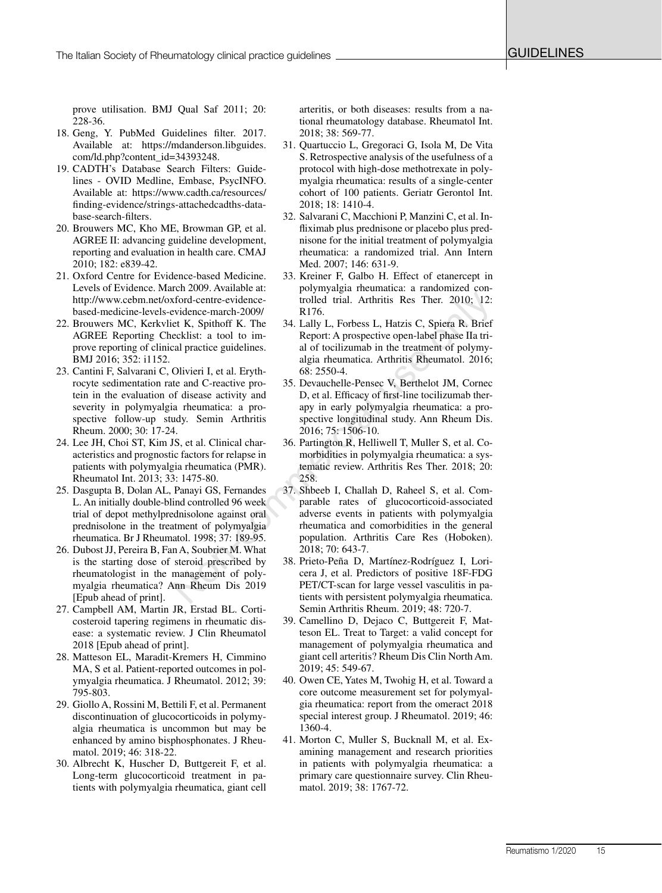prove utilisation. BMJ Qual Saf 2011; 20: 228-36.

18. Geng, Y. PubMed Guidelines filter. 2017. Available at: https://mdanderson.libguides.com/ld.php?content_id=34393248.
19. CADTH's Database Search Filters: Guidelines - OVID Medline, Embase, PsycINFO. Available at: https://www.cadth.ca/resources/finding-evidence/strings-attachedcadths-database-search-filters.
20. Brouwers MC, Kho ME, Browman GP, et al. AGREE II: advancing guideline development, reporting and evaluation in health care. CMAJ 2010; 182: e839-42.
21. Oxford Centre for Evidence-based Medicine. Levels of Evidence. March 2009. Available at: http://www.cebm.net/oxford-centre-evidence-based-medicine-levels-evidence-march-2009/
22. Brouwers MC, Kerkvliet K, Spithoff K. The AGREE Reporting Checklist: a tool to improve reporting of clinical practice guidelines. BMJ 2016; 352: i1152.
23. Cantini F, Salvarani C, Olivieri I, et al. Erythrocyte sedimentation rate and C-reactive protein in the evaluation of disease activity and severity in polymyalgia rheumatica: a prospective follow-up study. Semin Arthritis Rheum. 2000; 30: 17-24.
24. Lee JH, Choi ST, Kim JS, et al. Clinical characteristics and prognostic factors for relapse in patients with polymyalgia rheumatica (PMR). Rheumatol Int. 2013; 33: 1475-80.
25. Dasgupta B, Dolan AL, Panayi GS, Fernandes L. An initially double-blind controlled 96 week trial of depot methylprednisolone against oral prednisolone in the treatment of polymyalgia rheumatica. Br J Rheumatol. 1998; 37: 189-95.
26. Dubost JJ, Pereira B, Fan A, Soubrier M. What is the starting dose of steroid prescribed by rheumatologist in the management of polymyalgia rheumatica? Ann Rheum Dis 2019 [Epub ahead of print].
27. Campbell AM, Martin JR, Erstad BL. Corticosteroid tapering regimens in rheumatic disease: a systematic review. J Clin Rheumatol 2018 [Epub ahead of print].
28. Matteson EL, Maradit-Kremers H, Cimmino MA, S et al. Patient-reported outcomes in polymyalgia rheumatica. J Rheumatol. 2012; 39: 795-803.
29. Giollo A, Rossini M, Bettili F, et al. Permanent discontinuation of glucocorticoids in polymyalgia rheumatica is uncommon but may be enhanced by amino bisphosphonates. J Rheumatol. 2019; 46: 318-22.
30. Albrecht K, Huscher D, Buttgereit F, et al. Long-term glucocorticoid treatment in patients with polymyalgia rheumatica, giant cell arteritis, or both diseases: results from a national rheumatology database. Rheumatol Int. 2018; 38: 569-77.
31. Quartuccio L, Gregoraci G, Isola M, De Vita S. Retrospective analysis of the usefulness of a protocol with high-dose methotrexate in polymyalgia rheumatica: results of a single-center cohort of 100 patients. Geriatr Gerontol Int. 2018; 18: 1410-4.
32. Salvarani C, Macchioni P, Manzini C, et al. Infliximab plus prednisone or placebo plus prednisone for the initial treatment of polymyalgia rheumatica: a randomized trial. Ann Intern Med. 2007; 146: 631-9.
33. Kreiner F, Galbo H. Effect of etanercept in polymyalgia rheumatica: a randomized controlled trial. Arthritis Res Ther. 2010; 12: R176.
34. Lally L, Forbess L, Hatzis C, Spiera R. Brief Report: A prospective open-label phase IIa trial of tocilizumab in the treatment of polymyalgia rheumatica. Arthritis Rheumatol. 2016; 68: 2550-4.
35. Devauchelle-Pensec V, Berthelot JM, Cornec D, et al. Efficacy of first-line tocilizumab therapy in early polymyalgia rheumatica: a prospective longitudinal study. Ann Rheum Dis. 2016; 75: 1506-10.
36. Partington R, Helliwell T, Muller S, et al. Comorbidities in polymyalgia rheumatica: a systematic review. Arthritis Res Ther. 2018; 20: 258.
37. Shbeeb I, Challah D, Raheel S, et al. Comparable rates of glucocorticoid-associated adverse events in patients with polymyalgia rheumatica and comorbidities in the general population. Arthritis Care Res (Hoboken). 2018; 70: 643-7.
38. Prieto-Peña D, Martínez-Rodríguez I, Loricera J, et al. Predictors of positive 18F-FDG PET/CT-scan for large vessel vasculitis in patients with persistent polymyalgia rheumatica. Semin Arthritis Rheum. 2019; 48: 720-7.
39. Camellino D, Dejaco C, Buttgereit F, Matteson EL. Treat to Target: a valid concept for management of polymyalgia rheumatica and giant cell arteritis? Rheum Dis Clin North Am. 2019; 45: 549-67.
40. Owen CE, Yates M, Twohig H, et al. Toward a core outcome measurement set for polymyalgia rheumatica: report from the omeract 2018 special interest group. J Rheumatol. 2019; 46: 1360-4.
41. Morton C, Muller S, Bucknall M, et al. Examining management and research priorities in patients with polymyalgia rheumatica: a primary care questionnaire survey. Clin Rheumatol. 2019; 38: 1767-72.